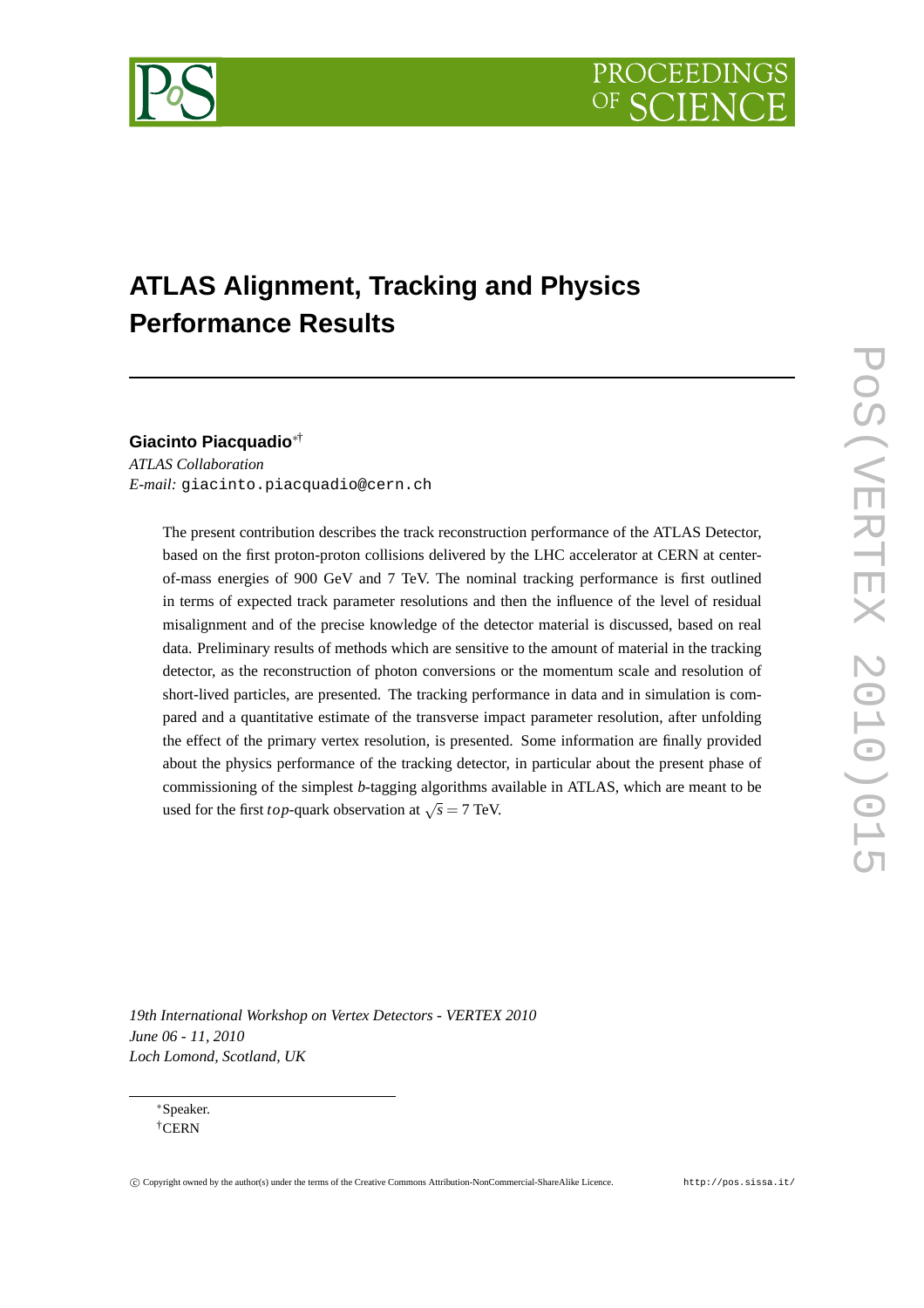# ATLAS Alignment, Tracking and Physics Performance Results

**Giacinto Piacquadio**[∗†]
*ATLAS Collaboration*
*E-mail:* giacinto.piacquadio@cern.ch

The present contribution describes the track reconstruction performance of the ATLAS Detector, based on the first proton-proton collisions delivered by the LHC accelerator at CERN at center-of-mass energies of 900 GeV and 7 TeV. The nominal tracking performance is first outlined in terms of expected track parameter resolutions and then the influence of the level of residual misalignment and of the precise knowledge of the detector material is discussed, based on real data. Preliminary results of methods which are sensitive to the amount of material in the tracking detector, as the reconstruction of photon conversions or the momentum scale and resolution of short-lived particles, are presented. The tracking performance in data and in simulation is compared and a quantitative estimate of the transverse impact parameter resolution, after unfolding the effect of the primary vertex resolution, is presented. Some information are finally provided about the physics performance of the tracking detector, in particular about the present phase of commissioning of the simplest *b*-tagging algorithms available in ATLAS, which are meant to be used for the first *top*-quark observation at $\sqrt{s} = 7$ TeV.

*19th International Workshop on Vertex Detectors - VERTEX 2010*
*June 06 - 11, 2010*
*Loch Lomond, Scotland, UK*

∗Speaker.
†CERN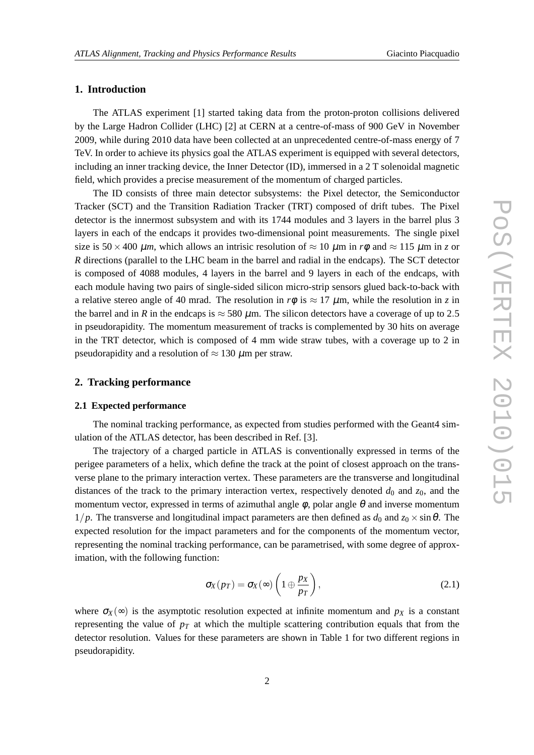## 1. Introduction

The ATLAS experiment [1] started taking data from the proton-proton collisions delivered by the Large Hadron Collider (LHC) [2] at CERN at a centre-of-mass of 900 GeV in November 2009, while during 2010 data have been collected at an unprecedented centre-of-mass energy of 7 TeV. In order to achieve its physics goal the ATLAS experiment is equipped with several detectors, including an inner tracking device, the Inner Detector (ID), immersed in a 2 T solenoidal magnetic field, which provides a precise measurement of the momentum of charged particles.

The ID consists of three main detector subsystems: the Pixel detector, the Semiconductor Tracker (SCT) and the Transition Radiation Tracker (TRT) composed of drift tubes. The Pixel detector is the innermost subsystem and with its 1744 modules and 3 layers in the barrel plus 3 layers in each of the endcaps it provides two-dimensional point measurements. The single pixel size is $50 \times 400$ $\mu m$, which allows an intrisic resolution of $\approx 10$ $\mu$m in $r\phi$ and $\approx 115$ $\mu$m in $z$ or $R$ directions (parallel to the LHC beam in the barrel and radial in the endcaps). The SCT detector is composed of 4088 modules, 4 layers in the barrel and 9 layers in each of the endcaps, with each module having two pairs of single-sided silicon micro-strip sensors glued back-to-back with a relative stereo angle of 40 mrad. The resolution in $r\phi$ is $\approx 17$ $\mu$m, while the resolution in $z$ in the barrel and in $R$ in the endcaps is $\approx 580$ $\mu$m. The silicon detectors have a coverage of up to 2.5 in pseudorapidity. The momentum measurement of tracks is complemented by 30 hits on average in the TRT detector, which is composed of 4 mm wide straw tubes, with a coverage up to 2 in pseudorapidity and a resolution of $\approx 130$ $\mu$m per straw.

## 2. Tracking performance

### 2.1 Expected performance

The nominal tracking performance, as expected from studies performed with the Geant4 simulation of the ATLAS detector, has been described in Ref. [3].

The trajectory of a charged particle in ATLAS is conventionally expressed in terms of the perigee parameters of a helix, which define the track at the point of closest approach on the transverse plane to the primary interaction vertex. These parameters are the transverse and longitudinal distances of the track to the primary interaction vertex, respectively denoted $d_0$ and $z_0$, and the momentum vector, expressed in terms of azimuthal angle $\phi$, polar angle $\theta$ and inverse momentum $1/p$. The transverse and longitudinal impact parameters are then defined as $d_0$ and $z_0 \times \sin\theta$. The expected resolution for the impact parameters and for the components of the momentum vector, representing the nominal tracking performance, can be parametrised, with some degree of approximation, with the following function:

$$\sigma_X(p_T) = \sigma_X(\infty)\left(1 \oplus \frac{p_X}{p_T}\right), \tag{2.1}$$

where $\sigma_X(\infty)$ is the asymptotic resolution expected at infinite momentum and $p_X$ is a constant representing the value of $p_T$ at which the multiple scattering contribution equals that from the detector resolution. Values for these parameters are shown in Table 1 for two different regions in pseudorapidity.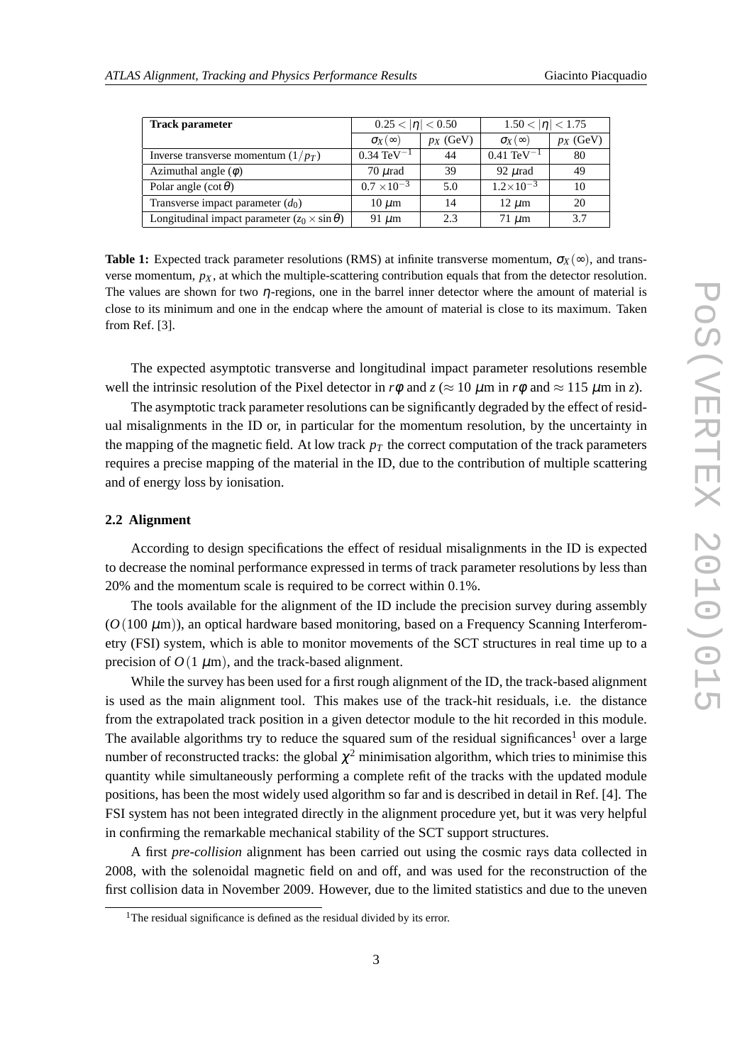| Track parameter | $0.25 < \|\eta\| < 0.50$ | | $1.50 < \|\eta\| < 1.75$ | |
|---|---|---|---|---|
| | $\sigma_X(\infty)$ | $p_X$ (GeV) | $\sigma_X(\infty)$ | $p_X$ (GeV) |
| Inverse transverse momentum ($1/p_T$) | 0.34 TeV$^{-1}$ | 44 | 0.41 TeV$^{-1}$ | 80 |
| Azimuthal angle ($\phi$) | 70 $\mu$rad | 39 | 92 $\mu$rad | 49 |
| Polar angle ($\cot\theta$) | $0.7 \times 10^{-3}$ | 5.0 | $1.2 \times 10^{-3}$ | 10 |
| Transverse impact parameter ($d_0$) | 10 $\mu$m | 14 | 12 $\mu$m | 20 |
| Longitudinal impact parameter ($z_0 \times \sin\theta$) | 91 $\mu$m | 2.3 | 71 $\mu$m | 3.7 |

**Table 1:** Expected track parameter resolutions (RMS) at infinite transverse momentum, $\sigma_X(\infty)$, and transverse momentum, $p_X$, at which the multiple-scattering contribution equals that from the detector resolution. The values are shown for two $\eta$-regions, one in the barrel inner detector where the amount of material is close to its minimum and one in the endcap where the amount of material is close to its maximum. Taken from Ref. [3].

The expected asymptotic transverse and longitudinal impact parameter resolutions resemble well the intrinsic resolution of the Pixel detector in $r\phi$ and $z$ ($\approx 10$ $\mu$m in $r\phi$ and $\approx 115$ $\mu$m in $z$).

The asymptotic track parameter resolutions can be significantly degraded by the effect of residual misalignments in the ID or, in particular for the momentum resolution, by the uncertainty in the mapping of the magnetic field. At low track $p_T$ the correct computation of the track parameters requires a precise mapping of the material in the ID, due to the contribution of multiple scattering and of energy loss by ionisation.

### 2.2 Alignment

According to design specifications the effect of residual misalignments in the ID is expected to decrease the nominal performance expressed in terms of track parameter resolutions by less than 20% and the momentum scale is required to be correct within 0.1%.

The tools available for the alignment of the ID include the precision survey during assembly ($O(100$ $\mu$m$)$), an optical hardware based monitoring, based on a Frequency Scanning Interferometry (FSI) system, which is able to monitor movements of the SCT structures in real time up to a precision of $O(1$ $\mu$m$)$, and the track-based alignment.

While the survey has been used for a first rough alignment of the ID, the track-based alignment is used as the main alignment tool. This makes use of the track-hit residuals, i.e. the distance from the extrapolated track position in a given detector module to the hit recorded in this module. The available algorithms try to reduce the squared sum of the residual significances[1] over a large number of reconstructed tracks: the global $\chi^2$ minimisation algorithm, which tries to minimise this quantity while simultaneously performing a complete refit of the tracks with the updated module positions, has been the most widely used algorithm so far and is described in detail in Ref. [4]. The FSI system has not been integrated directly in the alignment procedure yet, but it was very helpful in confirming the remarkable mechanical stability of the SCT support structures.

A first *pre-collision* alignment has been carried out using the cosmic rays data collected in 2008, with the solenoidal magnetic field on and off, and was used for the reconstruction of the first collision data in November 2009. However, due to the limited statistics and due to the uneven

[1] The residual significance is defined as the residual divided by its error.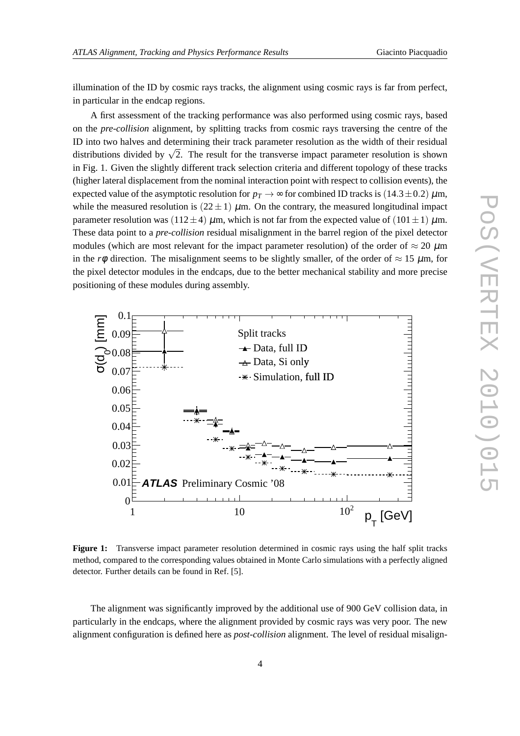illumination of the ID by cosmic rays tracks, the alignment using cosmic rays is far from perfect, in particular in the endcap regions.

A first assessment of the tracking performance was also performed using cosmic rays, based on the *pre-collision* alignment, by splitting tracks from cosmic rays traversing the centre of the ID into two halves and determining their track parameter resolution as the width of their residual distributions divided by $\sqrt{2}$. The result for the transverse impact parameter resolution is shown in Fig. 1. Given the slightly different track selection criteria and different topology of these tracks (higher lateral displacement from the nominal interaction point with respect to collision events), the expected value of the asymptotic resolution for $p_T \to \infty$ for combined ID tracks is $(14.3 \pm 0.2)$ $\mu$m, while the measured resolution is $(22 \pm 1)$ $\mu$m. On the contrary, the measured longitudinal impact parameter resolution was $(112 \pm 4)$ $\mu$m, which is not far from the expected value of $(101 \pm 1)$ $\mu$m. These data point to a *pre-collision* residual misalignment in the barrel region of the pixel detector modules (which are most relevant for the impact parameter resolution) of the order of $\approx 20$ $\mu$m in the $r\phi$ direction. The misalignment seems to be slightly smaller, of the order of $\approx 15$ $\mu$m, for the pixel detector modules in the endcaps, due to the better mechanical stability and more precise positioning of these modules during assembly.

**Figure 1:** Transverse impact parameter resolution determined in cosmic rays using the half split tracks method, compared to the corresponding values obtained in Monte Carlo simulations with a perfectly aligned detector. Further details can be found in Ref. [5].

The alignment was significantly improved by the additional use of 900 GeV collision data, in particularly in the endcaps, where the alignment provided by cosmic rays was very poor. The new alignment configuration is defined here as *post-collision* alignment. The level of residual misalign-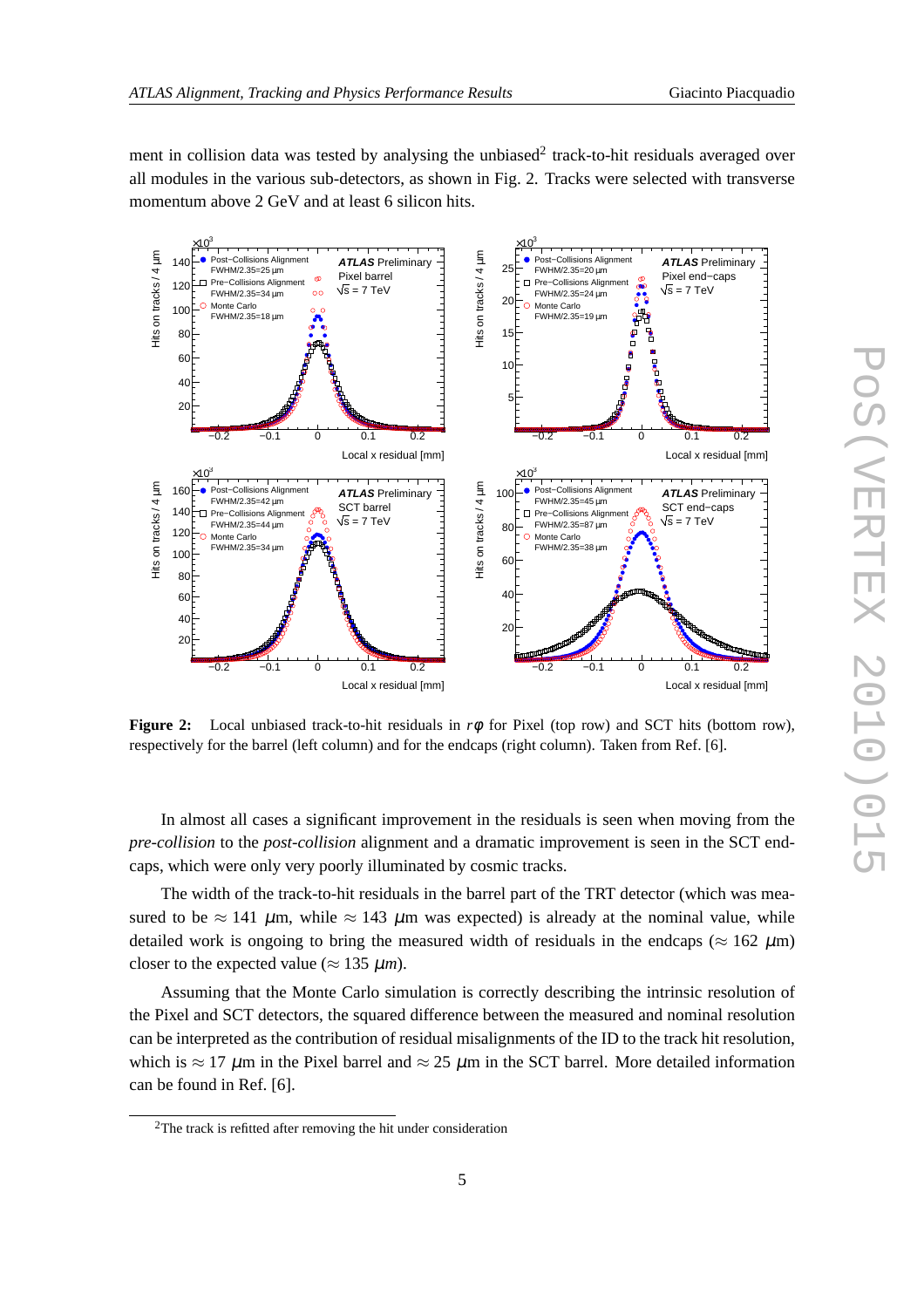ment in collision data was tested by analysing the unbiased[2] track-to-hit residuals averaged over all modules in the various sub-detectors, as shown in Fig. 2. Tracks were selected with transverse momentum above 2 GeV and at least 6 silicon hits.

**Figure 2:** Local unbiased track-to-hit residuals in $r\phi$ for Pixel (top row) and SCT hits (bottom row), respectively for the barrel (left column) and for the endcaps (right column). Taken from Ref. [6].

In almost all cases a significant improvement in the residuals is seen when moving from the *pre-collision* to the *post-collision* alignment and a dramatic improvement is seen in the SCT end-caps, which were only very poorly illuminated by cosmic tracks.

The width of the track-to-hit residuals in the barrel part of the TRT detector (which was measured to be $\approx 141$ $\mu$m, while $\approx 143$ $\mu$m was expected) is already at the nominal value, while detailed work is ongoing to bring the measured width of residuals in the endcaps ($\approx 162$ $\mu$m) closer to the expected value ($\approx 135$ $\mu m$).

Assuming that the Monte Carlo simulation is correctly describing the intrinsic resolution of the Pixel and SCT detectors, the squared difference between the measured and nominal resolution can be interpreted as the contribution of residual misalignments of the ID to the track hit resolution, which is $\approx 17$ $\mu$m in the Pixel barrel and $\approx 25$ $\mu$m in the SCT barrel. More detailed information can be found in Ref. [6].

[2]The track is refitted after removing the hit under consideration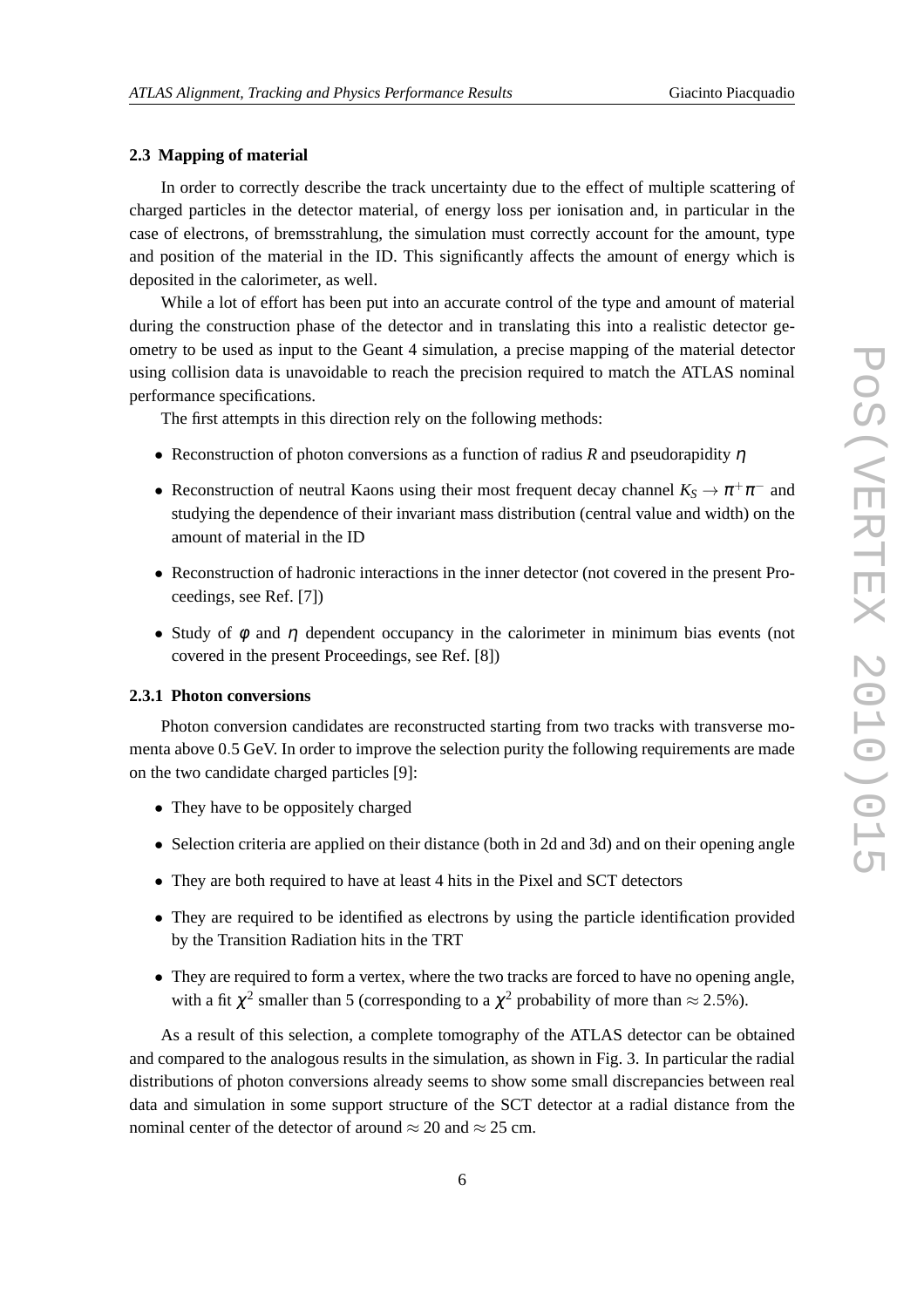### 2.3 Mapping of material

In order to correctly describe the track uncertainty due to the effect of multiple scattering of charged particles in the detector material, of energy loss per ionisation and, in particular in the case of electrons, of bremsstrahlung, the simulation must correctly account for the amount, type and position of the material in the ID. This significantly affects the amount of energy which is deposited in the calorimeter, as well.

While a lot of effort has been put into an accurate control of the type and amount of material during the construction phase of the detector and in translating this into a realistic detector geometry to be used as input to the Geant 4 simulation, a precise mapping of the material detector using collision data is unavoidable to reach the precision required to match the ATLAS nominal performance specifications.

The first attempts in this direction rely on the following methods:

- Reconstruction of photon conversions as a function of radius $R$ and pseudorapidity $\eta$
- Reconstruction of neutral Kaons using their most frequent decay channel $K_S \rightarrow \pi^+\pi^-$ and studying the dependence of their invariant mass distribution (central value and width) on the amount of material in the ID
- Reconstruction of hadronic interactions in the inner detector (not covered in the present Proceedings, see Ref. [7])
- Study of $\phi$ and $\eta$ dependent occupancy in the calorimeter in minimum bias events (not covered in the present Proceedings, see Ref. [8])

#### 2.3.1 Photon conversions

Photon conversion candidates are reconstructed starting from two tracks with transverse momenta above 0.5 GeV. In order to improve the selection purity the following requirements are made on the two candidate charged particles [9]:

- They have to be oppositely charged
- Selection criteria are applied on their distance (both in 2d and 3d) and on their opening angle
- They are both required to have at least 4 hits in the Pixel and SCT detectors
- They are required to be identified as electrons by using the particle identification provided by the Transition Radiation hits in the TRT
- They are required to form a vertex, where the two tracks are forced to have no opening angle, with a fit $\chi^2$ smaller than 5 (corresponding to a $\chi^2$ probability of more than $\approx 2.5\%$).

As a result of this selection, a complete tomography of the ATLAS detector can be obtained and compared to the analogous results in the simulation, as shown in Fig. 3. In particular the radial distributions of photon conversions already seems to show some small discrepancies between real data and simulation in some support structure of the SCT detector at a radial distance from the nominal center of the detector of around $\approx 20$ and $\approx 25$ cm.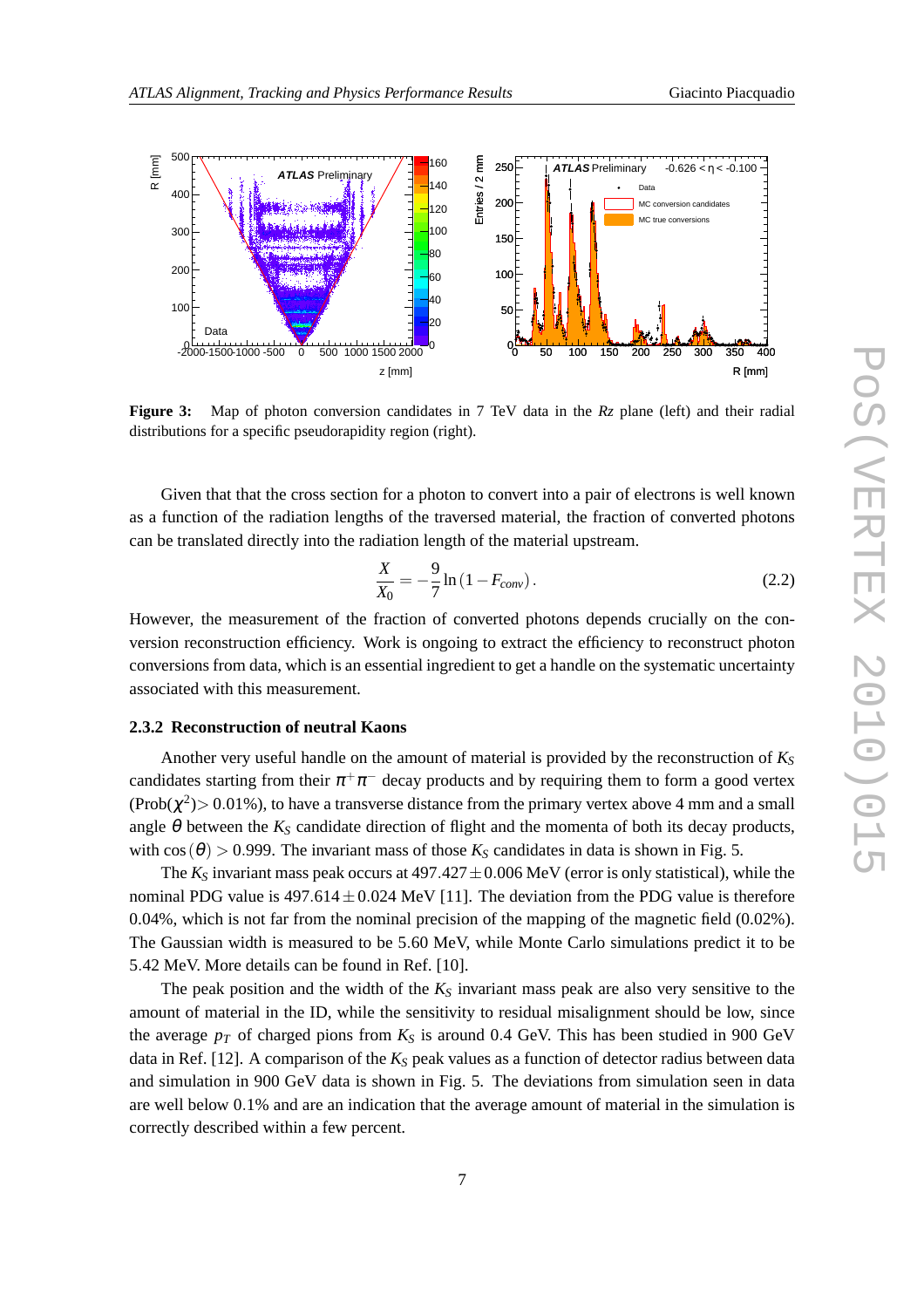**Figure 3:** Map of photon conversion candidates in 7 TeV data in the *Rz* plane (left) and their radial distributions for a specific pseudorapidity region (right).

Given that that the cross section for a photon to convert into a pair of electrons is well known as a function of the radiation lengths of the traversed material, the fraction of converted photons can be translated directly into the radiation length of the material upstream.

$$\frac{X}{X_0} = -\frac{9}{7}\ln\left(1 - F_{conv}\right). \tag{2.2}$$

However, the measurement of the fraction of converted photons depends crucially on the conversion reconstruction efficiency. Work is ongoing to extract the efficiency to reconstruct photon conversions from data, which is an essential ingredient to get a handle on the systematic uncertainty associated with this measurement.

### 2.3.2 Reconstruction of neutral Kaons

Another very useful handle on the amount of material is provided by the reconstruction of $K_S$ candidates starting from their $\pi^+\pi^-$ decay products and by requiring them to form a good vertex (Prob($\chi^2$)$>$ 0.01%), to have a transverse distance from the primary vertex above 4 mm and a small angle $\theta$ between the $K_S$ candidate direction of flight and the momenta of both its decay products, with $\cos(\theta) > 0.999$. The invariant mass of those $K_S$ candidates in data is shown in Fig. 5.

The $K_S$ invariant mass peak occurs at $497.427 \pm 0.006$ MeV (error is only statistical), while the nominal PDG value is $497.614 \pm 0.024$ MeV [11]. The deviation from the PDG value is therefore 0.04%, which is not far from the nominal precision of the mapping of the magnetic field (0.02%). The Gaussian width is measured to be 5.60 MeV, while Monte Carlo simulations predict it to be 5.42 MeV. More details can be found in Ref. [10].

The peak position and the width of the $K_S$ invariant mass peak are also very sensitive to the amount of material in the ID, while the sensitivity to residual misalignment should be low, since the average $p_T$ of charged pions from $K_S$ is around 0.4 GeV. This has been studied in 900 GeV data in Ref. [12]. A comparison of the $K_S$ peak values as a function of detector radius between data and simulation in 900 GeV data is shown in Fig. 5. The deviations from simulation seen in data are well below 0.1% and are an indication that the average amount of material in the simulation is correctly described within a few percent.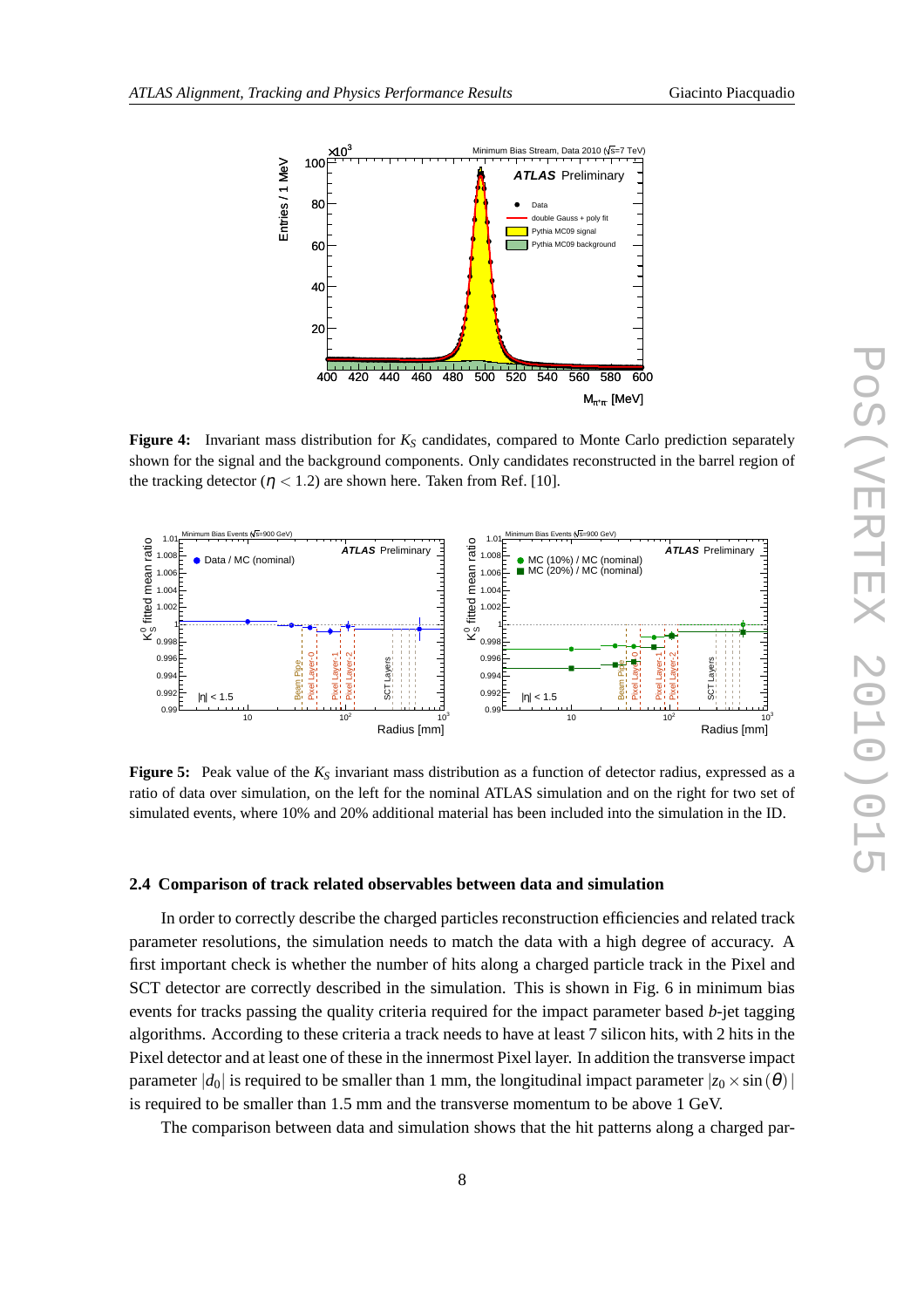**Figure 4:** Invariant mass distribution for $K_S$ candidates, compared to Monte Carlo prediction separately shown for the signal and the background components. Only candidates reconstructed in the barrel region of the tracking detector ($\eta < 1.2$) are shown here. Taken from Ref. [10].

**Figure 5:** Peak value of the $K_S$ invariant mass distribution as a function of detector radius, expressed as a ratio of data over simulation, on the left for the nominal ATLAS simulation and on the right for two set of simulated events, where 10% and 20% additional material has been included into the simulation in the ID.

### 2.4 Comparison of track related observables between data and simulation

In order to correctly describe the charged particles reconstruction efficiencies and related track parameter resolutions, the simulation needs to match the data with a high degree of accuracy. A first important check is whether the number of hits along a charged particle track in the Pixel and SCT detector are correctly described in the simulation. This is shown in Fig. 6 in minimum bias events for tracks passing the quality criteria required for the impact parameter based *b*-jet tagging algorithms. According to these criteria a track needs to have at least 7 silicon hits, with 2 hits in the Pixel detector and at least one of these in the innermost Pixel layer. In addition the transverse impact parameter $|d_0|$ is required to be smaller than 1 mm, the longitudinal impact parameter $|z_0 \times \sin(\theta)|$ is required to be smaller than 1.5 mm and the transverse momentum to be above 1 GeV.

The comparison between data and simulation shows that the hit patterns along a charged par-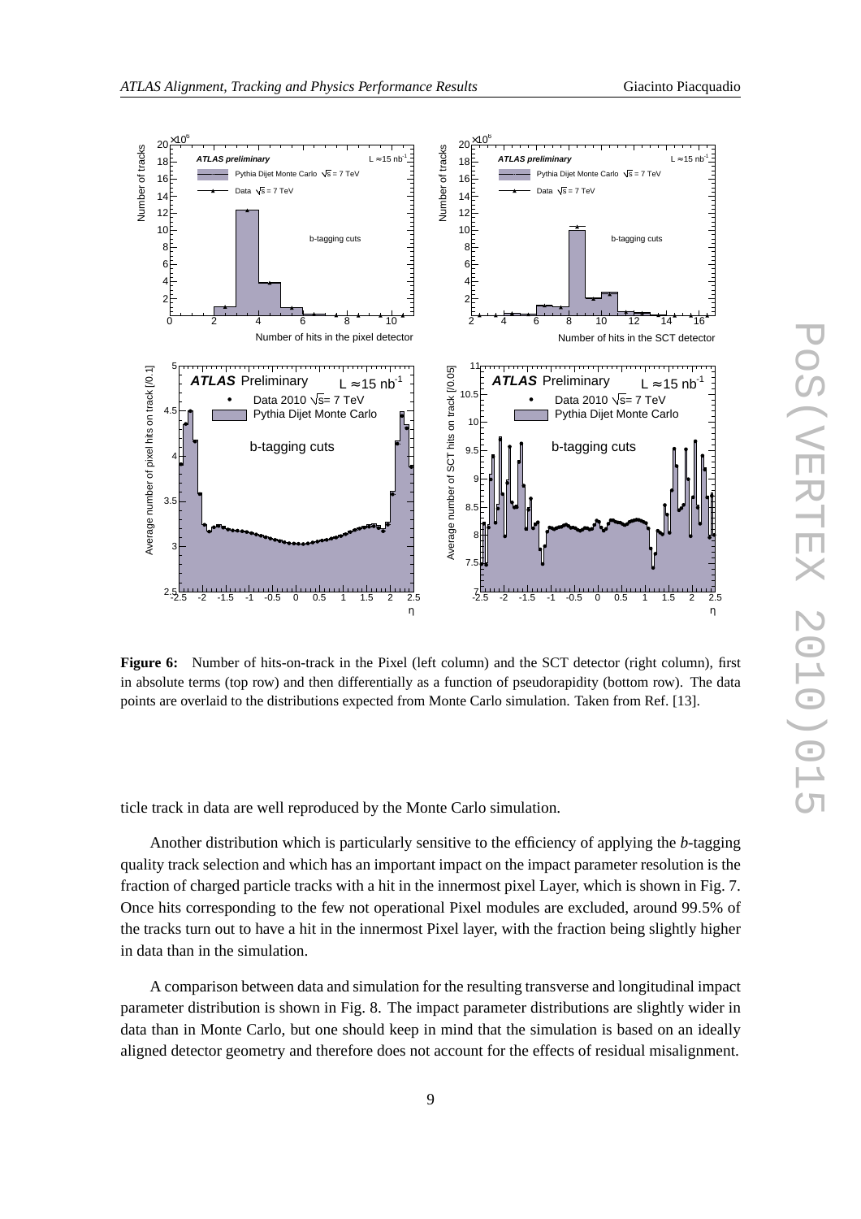**Figure 6:** Number of hits-on-track in the Pixel (left column) and the SCT detector (right column), first in absolute terms (top row) and then differentially as a function of pseudorapidity (bottom row). The data points are overlaid to the distributions expected from Monte Carlo simulation. Taken from Ref. [13].

ticle track in data are well reproduced by the Monte Carlo simulation.

Another distribution which is particularly sensitive to the efficiency of applying the *b*-tagging quality track selection and which has an important impact on the impact parameter resolution is the fraction of charged particle tracks with a hit in the innermost pixel Layer, which is shown in Fig. 7. Once hits corresponding to the few not operational Pixel modules are excluded, around 99.5% of the tracks turn out to have a hit in the innermost Pixel layer, with the fraction being slightly higher in data than in the simulation.

A comparison between data and simulation for the resulting transverse and longitudinal impact parameter distribution is shown in Fig. 8. The impact parameter distributions are slightly wider in data than in Monte Carlo, but one should keep in mind that the simulation is based on an ideally aligned detector geometry and therefore does not account for the effects of residual misalignment.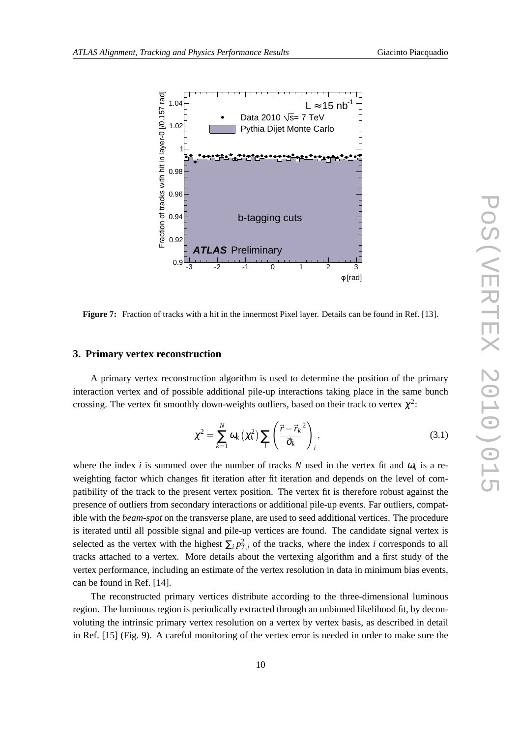**Figure 7:** Fraction of tracks with a hit in the innermost Pixel layer. Details can be found in Ref. [13].

## 3. Primary vertex reconstruction

A primary vertex reconstruction algorithm is used to determine the position of the primary interaction vertex and of possible additional pile-up interactions taking place in the same bunch crossing. The vertex fit smoothly down-weights outliers, based on their track to vertex $\chi^2$:

$$\chi^2 = \sum_{k=1}^{N} \omega_k \left(\chi_k^2\right) \sum_i \left( \frac{\vec{r} - \vec{r}_k{}^2}{\vec{\sigma}_k} \right)_i , \tag{3.1}$$

where the index $i$ is summed over the number of tracks $N$ used in the vertex fit and $\omega_k$ is a re-weighting factor which changes fit iteration after fit iteration and depends on the level of compatibility of the track to the present vertex position. The vertex fit is therefore robust against the presence of outliers from secondary interactions or additional pile-up events. Far outliers, compatible with the *beam-spot* on the transverse plane, are used to seed additional vertices. The procedure is iterated until all possible signal and pile-up vertices are found. The candidate signal vertex is selected as the vertex with the highest $\sum_i p_{T,i}^2$ of the tracks, where the index $i$ corresponds to all tracks attached to a vertex. More details about the vertexing algorithm and a first study of the vertex performance, including an estimate of the vertex resolution in data in minimum bias events, can be found in Ref. [14].

The reconstructed primary vertices distribute according to the three-dimensional luminous region. The luminous region is periodically extracted through an unbinned likelihood fit, by deconvoluting the intrinsic primary vertex resolution on a vertex by vertex basis, as described in detail in Ref. [15] (Fig. 9). A careful monitoring of the vertex error is needed in order to make sure the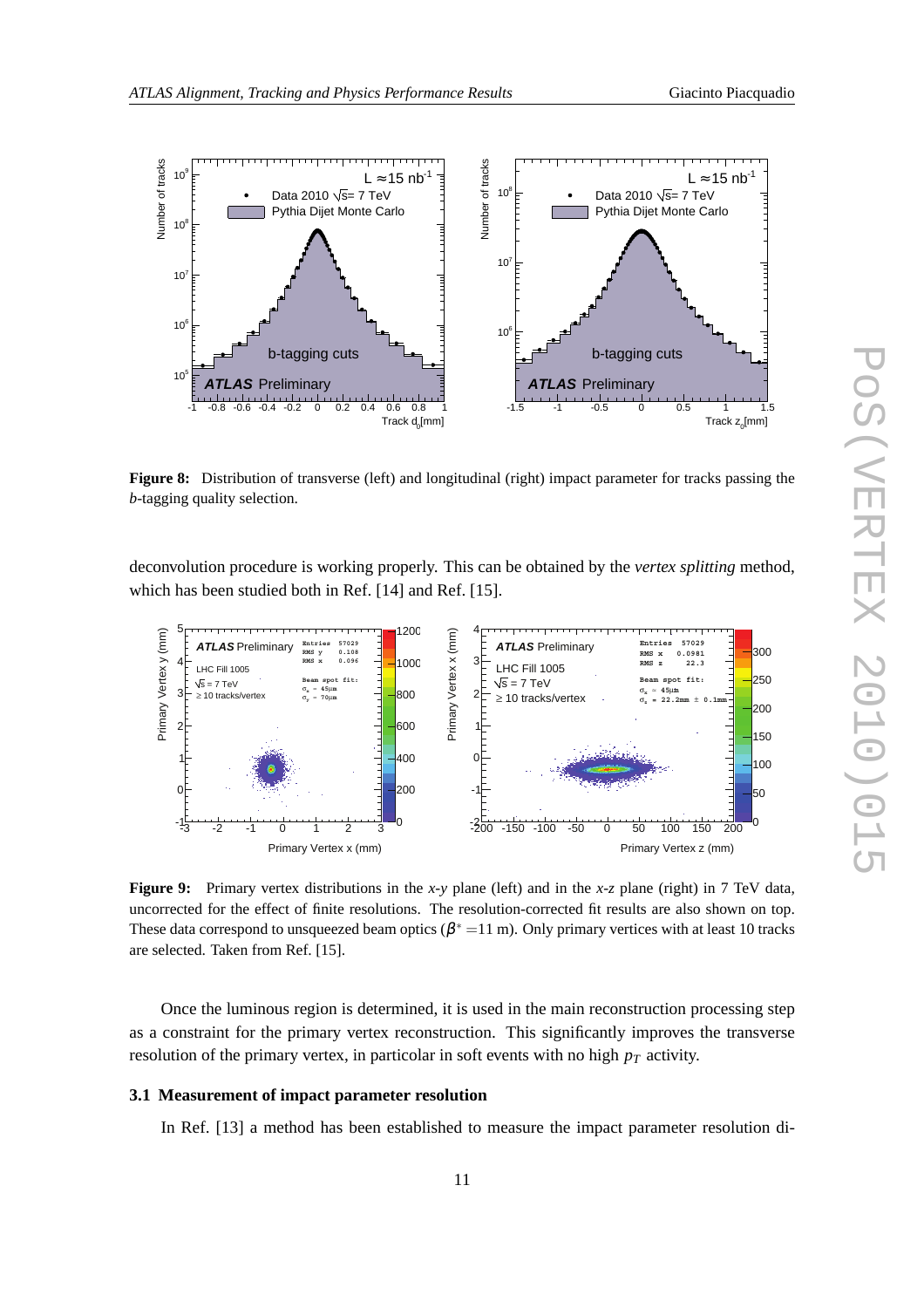**Figure 8:** Distribution of transverse (left) and longitudinal (right) impact parameter for tracks passing the *b*-tagging quality selection.

deconvolution procedure is working properly. This can be obtained by the *vertex splitting* method, which has been studied both in Ref. [14] and Ref. [15].

**Figure 9:** Primary vertex distributions in the *x*-*y* plane (left) and in the *x*-*z* plane (right) in 7 TeV data, uncorrected for the effect of finite resolutions. The resolution-corrected fit results are also shown on top. These data correspond to unsqueezed beam optics ($\beta^* = 11$ m). Only primary vertices with at least 10 tracks are selected. Taken from Ref. [15].

Once the luminous region is determined, it is used in the main reconstruction processing step as a constraint for the primary vertex reconstruction. This significantly improves the transverse resolution of the primary vertex, in particolar in soft events with no high $p_T$ activity.

### 3.1 Measurement of impact parameter resolution

In Ref. [13] a method has been established to measure the impact parameter resolution di-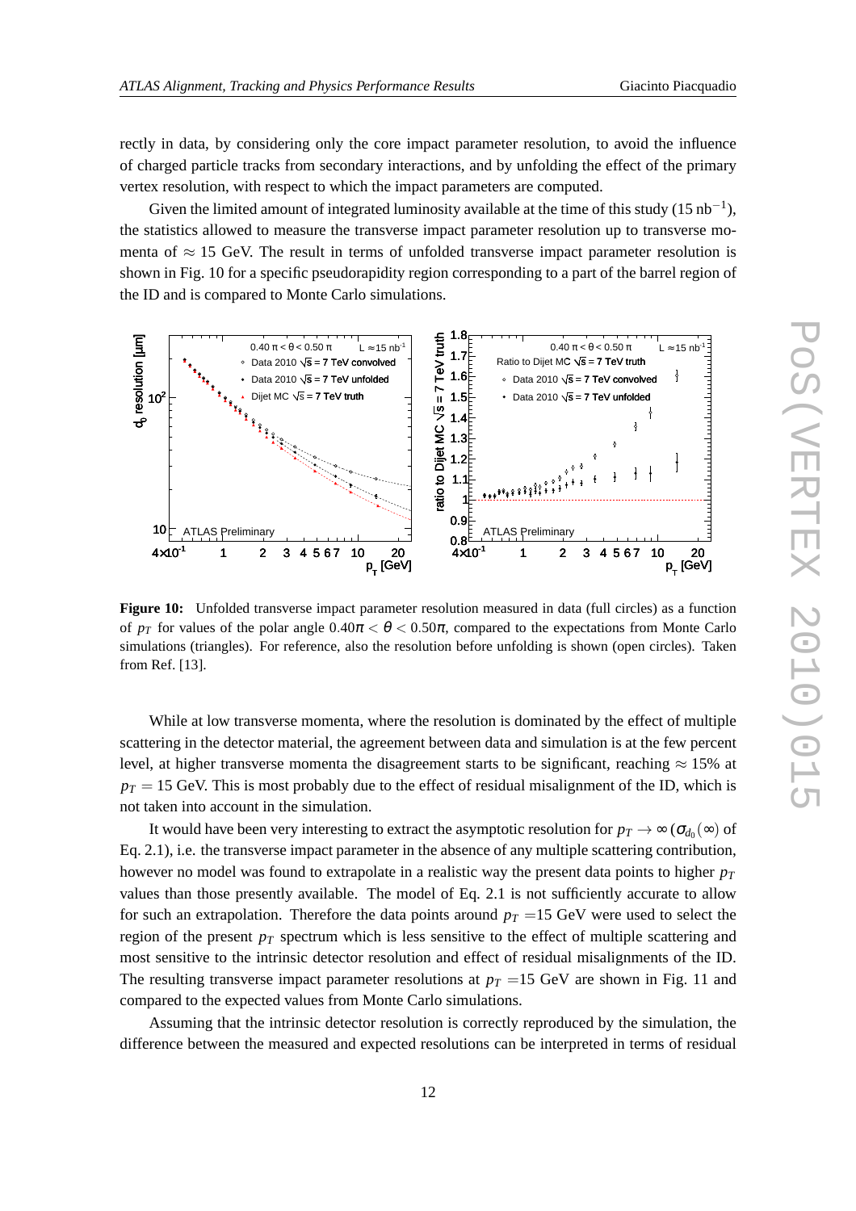rectly in data, by considering only the core impact parameter resolution, to avoid the influence of charged particle tracks from secondary interactions, and by unfolding the effect of the primary vertex resolution, with respect to which the impact parameters are computed.

Given the limited amount of integrated luminosity available at the time of this study (15 nb$^{-1}$), the statistics allowed to measure the transverse impact parameter resolution up to transverse momenta of $\approx$ 15 GeV. The result in terms of unfolded transverse impact parameter resolution is shown in Fig. 10 for a specific pseudorapidity region corresponding to a part of the barrel region of the ID and is compared to Monte Carlo simulations.

**Figure 10:** Unfolded transverse impact parameter resolution measured in data (full circles) as a function of $p_T$ for values of the polar angle $0.40\pi < \theta < 0.50\pi$, compared to the expectations from Monte Carlo simulations (triangles). For reference, also the resolution before unfolding is shown (open circles). Taken from Ref. [13].

While at low transverse momenta, where the resolution is dominated by the effect of multiple scattering in the detector material, the agreement between data and simulation is at the few percent level, at higher transverse momenta the disagreement starts to be significant, reaching $\approx$ 15% at $p_T = 15$ GeV. This is most probably due to the effect of residual misalignment of the ID, which is not taken into account in the simulation.

It would have been very interesting to extract the asymptotic resolution for $p_T \to \infty$ ($\sigma_{d_0}(\infty)$ of Eq. 2.1), i.e. the transverse impact parameter in the absence of any multiple scattering contribution, however no model was found to extrapolate in a realistic way the present data points to higher $p_T$ values than those presently available. The model of Eq. 2.1 is not sufficiently accurate to allow for such an extrapolation. Therefore the data points around $p_T$ =15 GeV were used to select the region of the present $p_T$ spectrum which is less sensitive to the effect of multiple scattering and most sensitive to the intrinsic detector resolution and effect of residual misalignments of the ID. The resulting transverse impact parameter resolutions at $p_T$ =15 GeV are shown in Fig. 11 and compared to the expected values from Monte Carlo simulations.

Assuming that the intrinsic detector resolution is correctly reproduced by the simulation, the difference between the measured and expected resolutions can be interpreted in terms of residual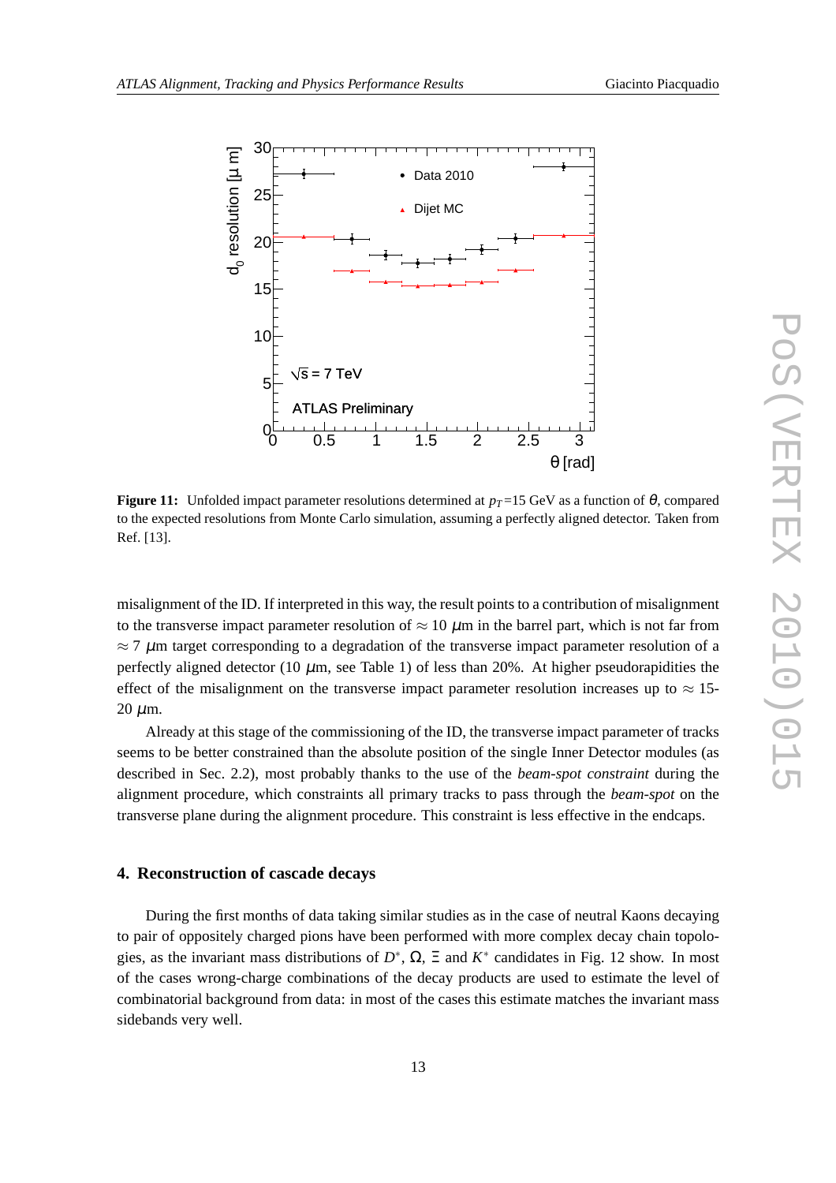**Figure 11:** Unfolded impact parameter resolutions determined at $p_T$=15 GeV as a function of $\theta$, compared to the expected resolutions from Monte Carlo simulation, assuming a perfectly aligned detector. Taken from Ref. [13].

misalignment of the ID. If interpreted in this way, the result points to a contribution of misalignment to the transverse impact parameter resolution of $\approx 10$ $\mu$m in the barrel part, which is not far from $\approx 7$ $\mu$m target corresponding to a degradation of the transverse impact parameter resolution of a perfectly aligned detector (10 $\mu$m, see Table 1) of less than 20%. At higher pseudorapidities the effect of the misalignment on the transverse impact parameter resolution increases up to $\approx$ 15-20 $\mu$m.

Already at this stage of the commissioning of the ID, the transverse impact parameter of tracks seems to be better constrained than the absolute position of the single Inner Detector modules (as described in Sec. 2.2), most probably thanks to the use of the *beam-spot constraint* during the alignment procedure, which constraints all primary tracks to pass through the *beam-spot* on the transverse plane during the alignment procedure. This constraint is less effective in the endcaps.

## 4. Reconstruction of cascade decays

During the first months of data taking similar studies as in the case of neutral Kaons decaying to pair of oppositely charged pions have been performed with more complex decay chain topologies, as the invariant mass distributions of $D^*$, $\Omega$, $\Xi$ and $K^*$ candidates in Fig. 12 show. In most of the cases wrong-charge combinations of the decay products are used to estimate the level of combinatorial background from data: in most of the cases this estimate matches the invariant mass sidebands very well.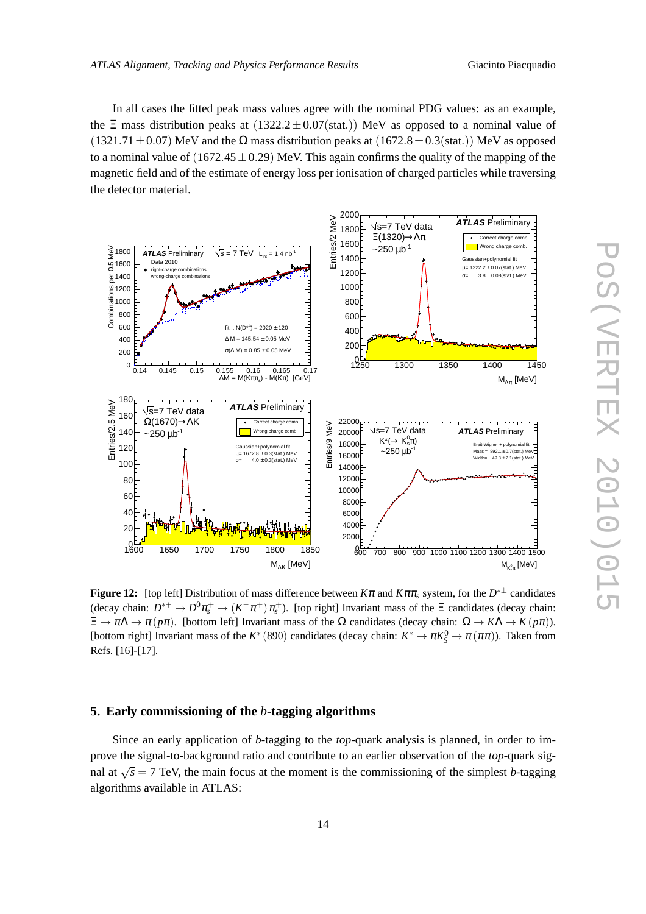In all cases the fitted peak mass values agree with the nominal PDG values: as an example, the $\Xi$ mass distribution peaks at $(1322.2 \pm 0.07(\text{stat.}))$ MeV as opposed to a nominal value of $(1321.71 \pm 0.07)$ MeV and the $\Omega$ mass distribution peaks at $(1672.8 \pm 0.3(\text{stat.}))$ MeV as opposed to a nominal value of $(1672.45 \pm 0.29)$ MeV. This again confirms the quality of the mapping of the magnetic field and of the estimate of energy loss per ionisation of charged particles while traversing the detector material.

**Figure 12:** [top left] Distribution of mass difference between $K\pi$ and $K\pi\pi_s$ system, for the $D^{*\pm}$ candidates (decay chain: $D^{*+} \to D^0\pi_s^+ \to (K^-\pi^+)\pi_s^+$). [top right] Invariant mass of the $\Xi$ candidates (decay chain: $\Xi \to \pi\Lambda \to \pi(p\pi)$. [bottom left] Invariant mass of the $\Omega$ candidates (decay chain: $\Omega \to K\Lambda \to K(p\pi)$). [bottom right] Invariant mass of the $K^*(890)$ candidates (decay chain: $K^* \to \pi K_S^0 \to \pi(\pi\pi)$). Taken from Refs. [16]-[17].

## 5. Early commissioning of the *b*-tagging algorithms

Since an early application of *b*-tagging to the *top*-quark analysis is planned, in order to improve the signal-to-background ratio and contribute to an earlier observation of the *top*-quark signal at $\sqrt{s} = 7$ TeV, the main focus at the moment is the commissioning of the simplest *b*-tagging algorithms available in ATLAS: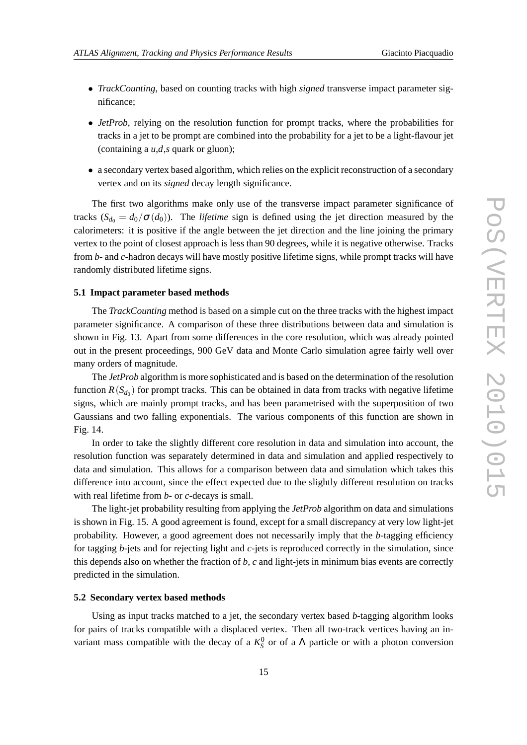- *TrackCounting*, based on counting tracks with high *signed* transverse impact parameter significance;
- *JetProb*, relying on the resolution function for prompt tracks, where the probabilities for tracks in a jet to be prompt are combined into the probability for a jet to be a light-flavour jet (containing a *u*,*d*,*s* quark or gluon);
- a secondary vertex based algorithm, which relies on the explicit reconstruction of a secondary vertex and on its *signed* decay length significance.

The first two algorithms make only use of the transverse impact parameter significance of tracks ($S_{d_0} = d_0/\sigma(d_0)$). The *lifetime* sign is defined using the jet direction measured by the calorimeters: it is positive if the angle between the jet direction and the line joining the primary vertex to the point of closest approach is less than 90 degrees, while it is negative otherwise. Tracks from *b*- and *c*-hadron decays will have mostly positive lifetime signs, while prompt tracks will have randomly distributed lifetime signs.

### 5.1 Impact parameter based methods

The *TrackCounting* method is based on a simple cut on the three tracks with the highest impact parameter significance. A comparison of these three distributions between data and simulation is shown in Fig. 13. Apart from some differences in the core resolution, which was already pointed out in the present proceedings, 900 GeV data and Monte Carlo simulation agree fairly well over many orders of magnitude.

The *JetProb* algorithm is more sophisticated and is based on the determination of the resolution function $R(S_{d_0})$ for prompt tracks. This can be obtained in data from tracks with negative lifetime signs, which are mainly prompt tracks, and has been parametrised with the superposition of two Gaussians and two falling exponentials. The various components of this function are shown in Fig. 14.

In order to take the slightly different core resolution in data and simulation into account, the resolution function was separately determined in data and simulation and applied respectively to data and simulation. This allows for a comparison between data and simulation which takes this difference into account, since the effect expected due to the slightly different resolution on tracks with real lifetime from *b*- or *c*-decays is small.

The light-jet probability resulting from applying the *JetProb* algorithm on data and simulations is shown in Fig. 15. A good agreement is found, except for a small discrepancy at very low light-jet probability. However, a good agreement does not necessarily imply that the *b*-tagging efficiency for tagging *b*-jets and for rejecting light and *c*-jets is reproduced correctly in the simulation, since this depends also on whether the fraction of *b*, *c* and light-jets in minimum bias events are correctly predicted in the simulation.

### 5.2 Secondary vertex based methods

Using as input tracks matched to a jet, the secondary vertex based *b*-tagging algorithm looks for pairs of tracks compatible with a displaced vertex. Then all two-track vertices having an invariant mass compatible with the decay of a $K^0_S$ or of a $\Lambda$ particle or with a photon conversion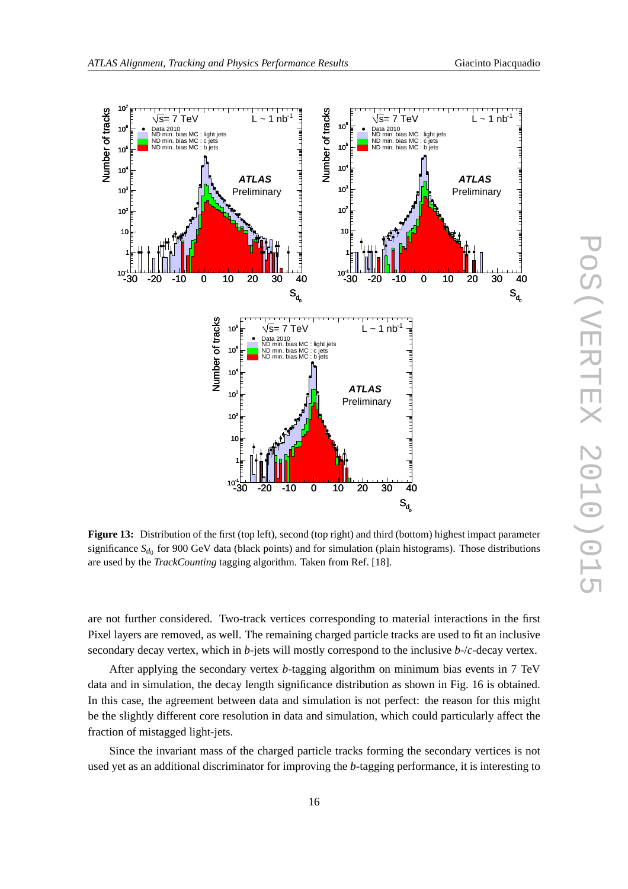**Figure 13:** Distribution of the first (top left), second (top right) and third (bottom) highest impact parameter significance $S_{d_0}$ for 900 GeV data (black points) and for simulation (plain histograms). Those distributions are used by the *TrackCounting* tagging algorithm. Taken from Ref. [18].

are not further considered. Two-track vertices corresponding to material interactions in the first Pixel layers are removed, as well. The remaining charged particle tracks are used to fit an inclusive secondary decay vertex, which in *b*-jets will mostly correspond to the inclusive *b*-/*c*-decay vertex.

After applying the secondary vertex *b*-tagging algorithm on minimum bias events in 7 TeV data and in simulation, the decay length significance distribution as shown in Fig. 16 is obtained. In this case, the agreement between data and simulation is not perfect: the reason for this might be the slightly different core resolution in data and simulation, which could particularly affect the fraction of mistagged light-jets.

Since the invariant mass of the charged particle tracks forming the secondary vertices is not used yet as an additional discriminator for improving the *b*-tagging performance, it is interesting to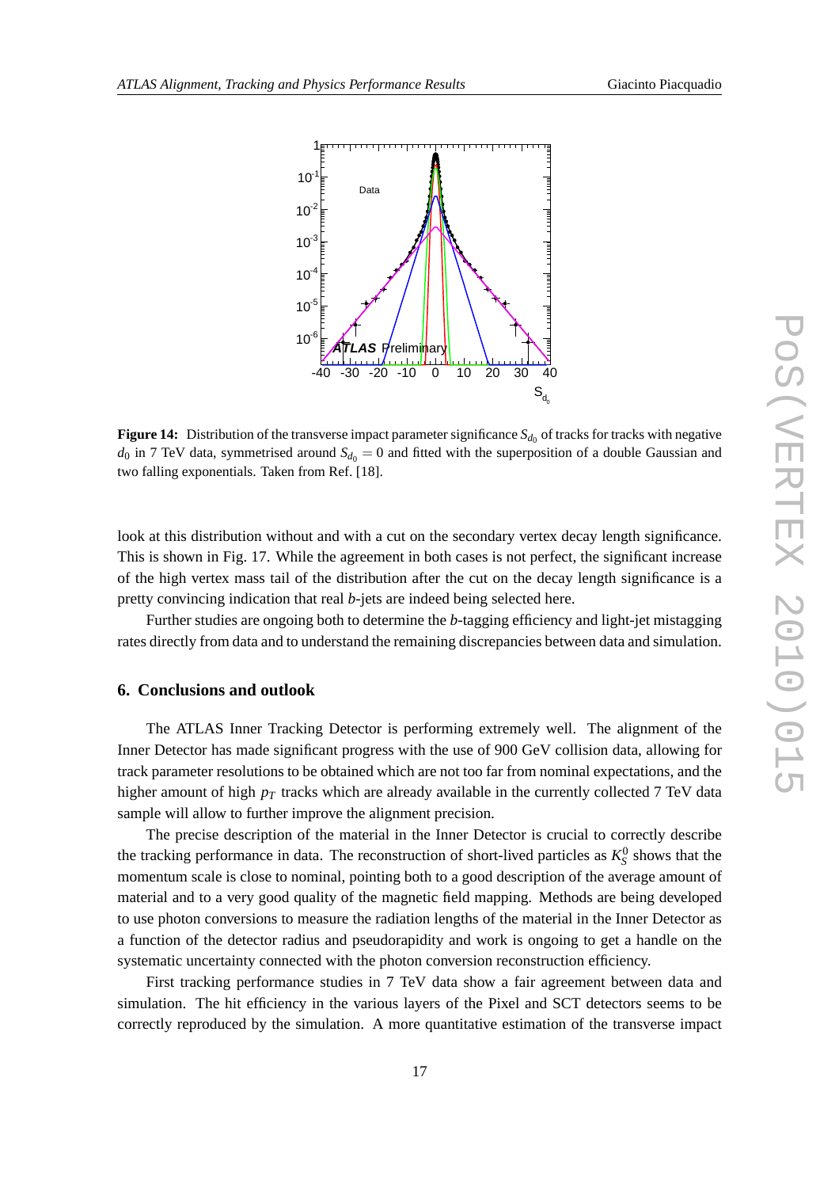**Figure 14:** Distribution of the transverse impact parameter significance $S_{d_0}$ of tracks for tracks with negative $d_0$ in 7 TeV data, symmetrised around $S_{d_0} = 0$ and fitted with the superposition of a double Gaussian and two falling exponentials. Taken from Ref. [18].

look at this distribution without and with a cut on the secondary vertex decay length significance. This is shown in Fig. 17. While the agreement in both cases is not perfect, the significant increase of the high vertex mass tail of the distribution after the cut on the decay length significance is a pretty convincing indication that real *b*-jets are indeed being selected here.

Further studies are ongoing both to determine the *b*-tagging efficiency and light-jet mistagging rates directly from data and to understand the remaining discrepancies between data and simulation.

## 6. Conclusions and outlook

The ATLAS Inner Tracking Detector is performing extremely well. The alignment of the Inner Detector has made significant progress with the use of 900 GeV collision data, allowing for track parameter resolutions to be obtained which are not too far from nominal expectations, and the higher amount of high $p_T$ tracks which are already available in the currently collected 7 TeV data sample will allow to further improve the alignment precision.

The precise description of the material in the Inner Detector is crucial to correctly describe the tracking performance in data. The reconstruction of short-lived particles as $K_S^0$ shows that the momentum scale is close to nominal, pointing both to a good description of the average amount of material and to a very good quality of the magnetic field mapping. Methods are being developed to use photon conversions to measure the radiation lengths of the material in the Inner Detector as a function of the detector radius and pseudorapidity and work is ongoing to get a handle on the systematic uncertainty connected with the photon conversion reconstruction efficiency.

First tracking performance studies in 7 TeV data show a fair agreement between data and simulation. The hit efficiency in the various layers of the Pixel and SCT detectors seems to be correctly reproduced by the simulation. A more quantitative estimation of the transverse impact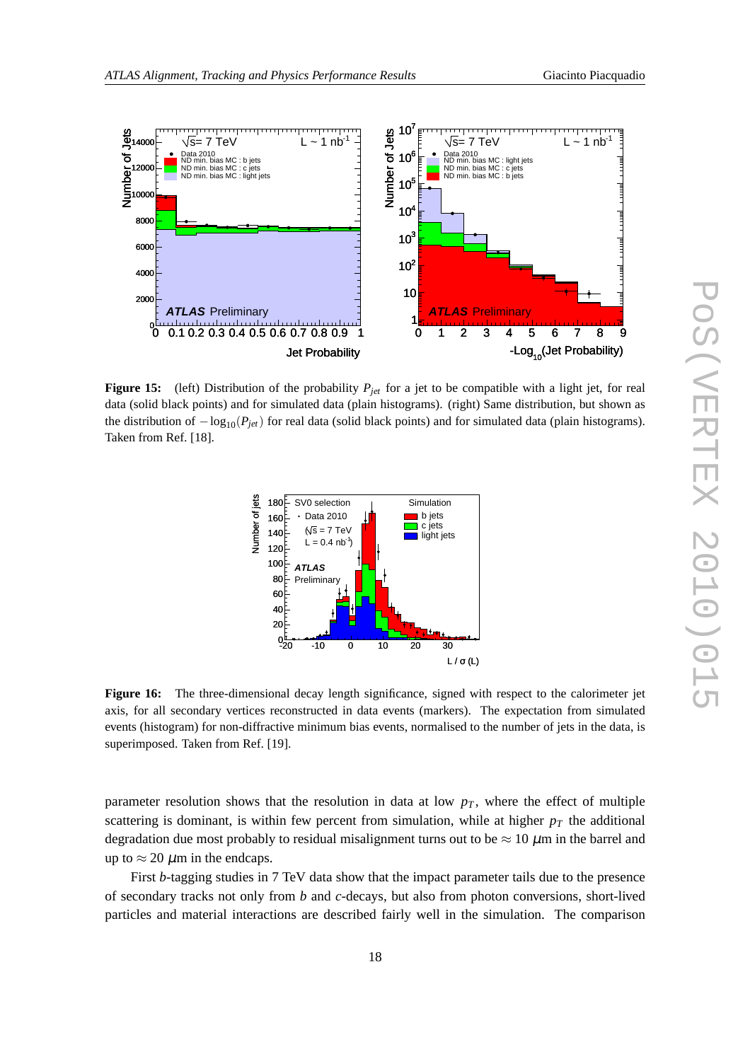**Figure 15:** (left) Distribution of the probability $P_{jet}$ for a jet to be compatible with a light jet, for real data (solid black points) and for simulated data (plain histograms). (right) Same distribution, but shown as the distribution of $-\log_{10}(P_{jet})$ for real data (solid black points) and for simulated data (plain histograms). Taken from Ref. [18].

**Figure 16:** The three-dimensional decay length significance, signed with respect to the calorimeter jet axis, for all secondary vertices reconstructed in data events (markers). The expectation from simulated events (histogram) for non-diffractive minimum bias events, normalised to the number of jets in the data, is superimposed. Taken from Ref. [19].

parameter resolution shows that the resolution in data at low $p_T$, where the effect of multiple scattering is dominant, is within few percent from simulation, while at higher $p_T$ the additional degradation due most probably to residual misalignment turns out to be $\approx 10\ \mu$m in the barrel and up to $\approx 20\ \mu$m in the endcaps.

First $b$-tagging studies in 7 TeV data show that the impact parameter tails due to the presence of secondary tracks not only from $b$ and $c$-decays, but also from photon conversions, short-lived particles and material interactions are described fairly well in the simulation. The comparison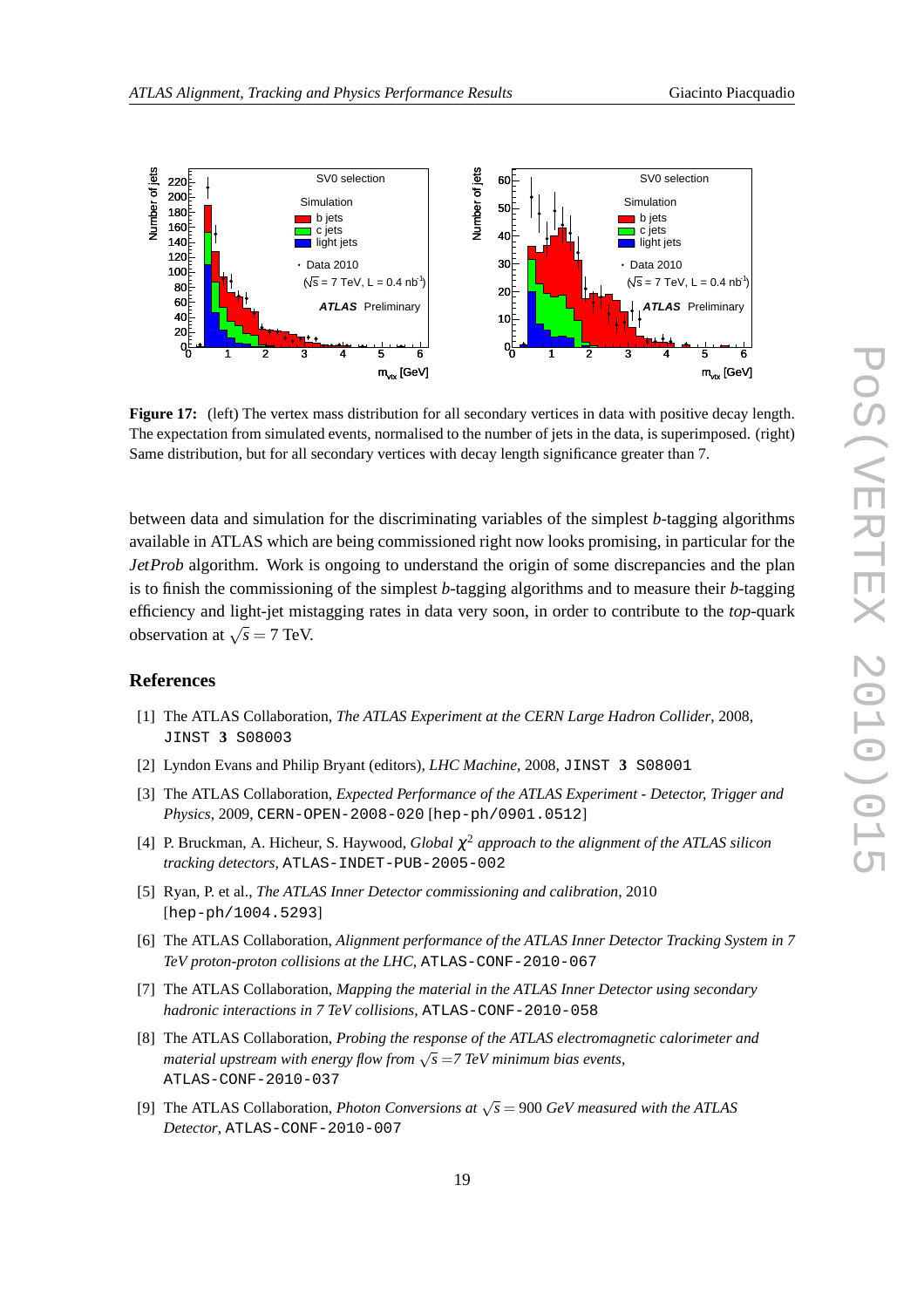**Figure 17:** (left) The vertex mass distribution for all secondary vertices in data with positive decay length. The expectation from simulated events, normalised to the number of jets in the data, is superimposed. (right) Same distribution, but for all secondary vertices with decay length significance greater than 7.

between data and simulation for the discriminating variables of the simplest *b*-tagging algorithms available in ATLAS which are being commissioned right now looks promising, in particular for the *JetProb* algorithm. Work is ongoing to understand the origin of some discrepancies and the plan is to finish the commissioning of the simplest *b*-tagging algorithms and to measure their *b*-tagging efficiency and light-jet mistagging rates in data very soon, in order to contribute to the *top*-quark observation at $\sqrt{s} = 7$ TeV.

## References

[1] The ATLAS Collaboration, *The ATLAS Experiment at the CERN Large Hadron Collider*, 2008, JINST **3** S08003

[2] Lyndon Evans and Philip Bryant (editors), *LHC Machine*, 2008, JINST **3** S08001

[3] The ATLAS Collaboration, *Expected Performance of the ATLAS Experiment - Detector, Trigger and Physics*, 2009, CERN-OPEN-2008-020 [hep-ph/0901.0512]

[4] P. Bruckman, A. Hicheur, S. Haywood, *Global $\chi^2$ approach to the alignment of the ATLAS silicon tracking detectors*, ATLAS-INDET-PUB-2005-002

[5] Ryan, P. et al., *The ATLAS Inner Detector commissioning and calibration*, 2010 [hep-ph/1004.5293]

[6] The ATLAS Collaboration, *Alignment performance of the ATLAS Inner Detector Tracking System in 7 TeV proton-proton collisions at the LHC*, ATLAS-CONF-2010-067

[7] The ATLAS Collaboration, *Mapping the material in the ATLAS Inner Detector using secondary hadronic interactions in 7 TeV collisions*, ATLAS-CONF-2010-058

[8] The ATLAS Collaboration, *Probing the response of the ATLAS electromagnetic calorimeter and material upstream with energy flow from $\sqrt{s}$ =7 TeV minimum bias events*, ATLAS-CONF-2010-037

[9] The ATLAS Collaboration, *Photon Conversions at $\sqrt{s} = 900$ GeV measured with the ATLAS Detector*, ATLAS-CONF-2010-007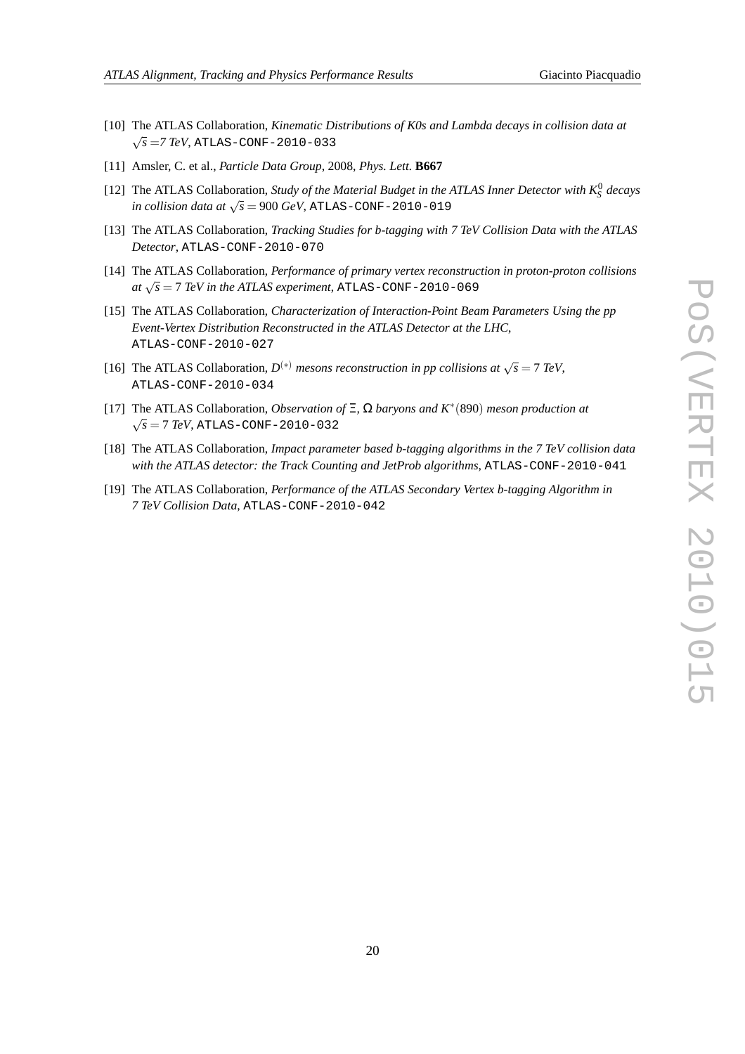[10] The ATLAS Collaboration, *Kinematic Distributions of K0s and Lambda decays in collision data at* $\sqrt{s}$ *=7 TeV*, ATLAS-CONF-2010-033

[11] Amsler, C. et al., *Particle Data Group*, 2008, *Phys. Lett.* **B667**

[12] The ATLAS Collaboration, *Study of the Material Budget in the ATLAS Inner Detector with* $K_S^0$ *decays in collision data at* $\sqrt{s} = 900$ *GeV*, ATLAS-CONF-2010-019

[13] The ATLAS Collaboration, *Tracking Studies for b-tagging with 7 TeV Collision Data with the ATLAS Detector*, ATLAS-CONF-2010-070

[14] The ATLAS Collaboration, *Performance of primary vertex reconstruction in proton-proton collisions at* $\sqrt{s} = 7$ *TeV in the ATLAS experiment*, ATLAS-CONF-2010-069

[15] The ATLAS Collaboration, *Characterization of Interaction-Point Beam Parameters Using the pp Event-Vertex Distribution Reconstructed in the ATLAS Detector at the LHC*, ATLAS-CONF-2010-027

[16] The ATLAS Collaboration, $D^{(*)}$ *mesons reconstruction in pp collisions at* $\sqrt{s} = 7$ *TeV*, ATLAS-CONF-2010-034

[17] The ATLAS Collaboration, *Observation of* $\Xi$, $\Omega$ *baryons and* $K^*(890)$ *meson production at* $\sqrt{s} = 7$ *TeV*, ATLAS-CONF-2010-032

[18] The ATLAS Collaboration, *Impact parameter based b-tagging algorithms in the 7 TeV collision data with the ATLAS detector: the Track Counting and JetProb algorithms*, ATLAS-CONF-2010-041

[19] The ATLAS Collaboration, *Performance of the ATLAS Secondary Vertex b-tagging Algorithm in 7 TeV Collision Data*, ATLAS-CONF-2010-042